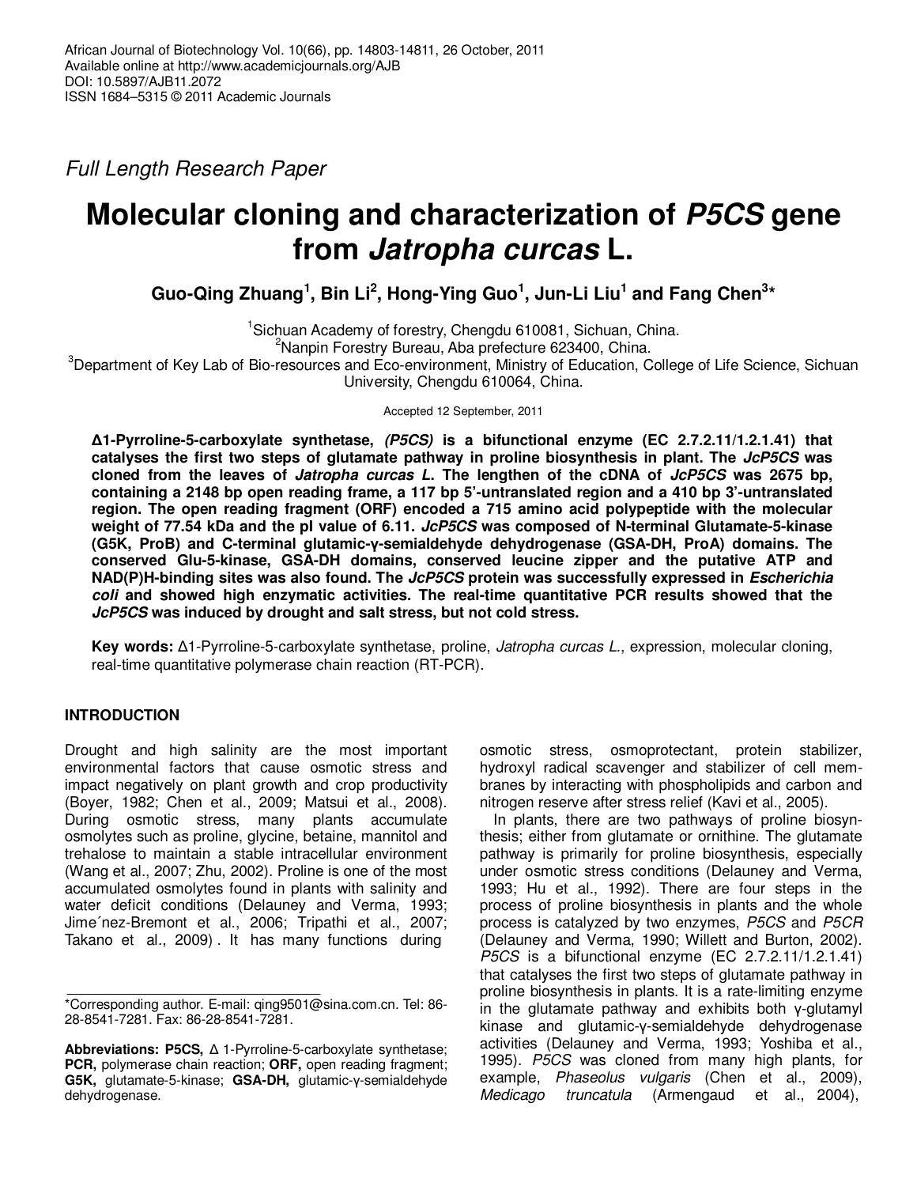*Full Length Research Paper*

# Molecular cloning and characterization of *P5CS* gene from *Jatropha curcas* L.

**Guo-Qing Zhuang[1], Bin Li[2], Hong-Ying Guo[1], Jun-Li Liu[1] and Fang Chen[3]***

[1]Sichuan Academy of forestry, Chengdu 610081, Sichuan, China.
[2]Nanpin Forestry Bureau, Aba prefecture 623400, China.
[3]Department of Key Lab of Bio-resources and Eco-environment, Ministry of Education, College of Life Science, Sichuan University, Chengdu 610064, China.

Accepted 12 September, 2011

**Δ1-Pyrroline-5-carboxylate synthetase, *(P5CS)* is a bifunctional enzyme (EC 2.7.2.11/1.2.1.41) that catalyses the first two steps of glutamate pathway in proline biosynthesis in plant. The *JcP5CS* was cloned from the leaves of *Jatropha curcas L*. The lengthen of the cDNA of *JcP5CS* was 2675 bp, containing a 2148 bp open reading frame, a 117 bp 5'-untranslated region and a 410 bp 3'-untranslated region. The open reading fragment (ORF) encoded a 715 amino acid polypeptide with the molecular weight of 77.54 kDa and the pI value of 6.11. *JcP5CS* was composed of N-terminal Glutamate-5-kinase (G5K, ProB) and C-terminal glutamic-γ-semialdehyde dehydrogenase (GSA-DH, ProA) domains. The conserved Glu-5-kinase, GSA-DH domains, conserved leucine zipper and the putative ATP and NAD(P)H-binding sites was also found. The *JcP5CS* protein was successfully expressed in *Escherichia coli* and showed high enzymatic activities. The real-time quantitative PCR results showed that the *JcP5CS* was induced by drought and salt stress, but not cold stress.**

**Key words:** Δ1-Pyrroline-5-carboxylate synthetase, proline, *Jatropha curcas L.*, expression, molecular cloning, real-time quantitative polymerase chain reaction (RT-PCR).

## INTRODUCTION

Drought and high salinity are the most important environmental factors that cause osmotic stress and impact negatively on plant growth and crop productivity (Boyer, 1982; Chen et al., 2009; Matsui et al., 2008). During osmotic stress, many plants accumulate osmolytes such as proline, glycine, betaine, mannitol and trehalose to maintain a stable intracellular environment (Wang et al., 2007; Zhu, 2002). Proline is one of the most accumulated osmolytes found in plants with salinity and water deficit conditions (Delauney and Verma, 1993; Jime´nez-Bremont et al., 2006; Tripathi et al., 2007; Takano et al., 2009). It has many functions during osmotic stress, osmoprotectant, protein stabilizer, hydroxyl radical scavenger and stabilizer of cell membranes by interacting with phospholipids and carbon and nitrogen reserve after stress relief (Kavi et al., 2005).

In plants, there are two pathways of proline biosynthesis; either from glutamate or ornithine. The glutamate pathway is primarily for proline biosynthesis, especially under osmotic stress conditions (Delauney and Verma, 1993; Hu et al., 1992). There are four steps in the process of proline biosynthesis in plants and the whole process is catalyzed by two enzymes, *P5CS* and *P5CR* (Delauney and Verma, 1990; Willett and Burton, 2002). *P5CS* is a bifunctional enzyme (EC 2.7.2.11/1.2.1.41) that catalyses the first two steps of glutamate pathway in proline biosynthesis in plants. It is a rate-limiting enzyme in the glutamate pathway and exhibits both γ-glutamyl kinase and glutamic-γ-semialdehyde dehydrogenase activities (Delauney and Verma, 1993; Yoshiba et al., 1995). *P5CS* was cloned from many high plants, for example, *Phaseolus vulgaris* (Chen et al., 2009), *Medicago truncatula* (Armengaud et al., 2004),

*Corresponding author. E-mail: qing9501@sina.com.cn. Tel: 86-28-8541-7281. Fax: 86-28-8541-7281.

**Abbreviations: P5CS,** Δ 1-Pyrroline-5-carboxylate synthetase; **PCR,** polymerase chain reaction; **ORF,** open reading fragment; **G5K,** glutamate-5-kinase; **GSA-DH,** glutamic-γ-semialdehyde dehydrogenase.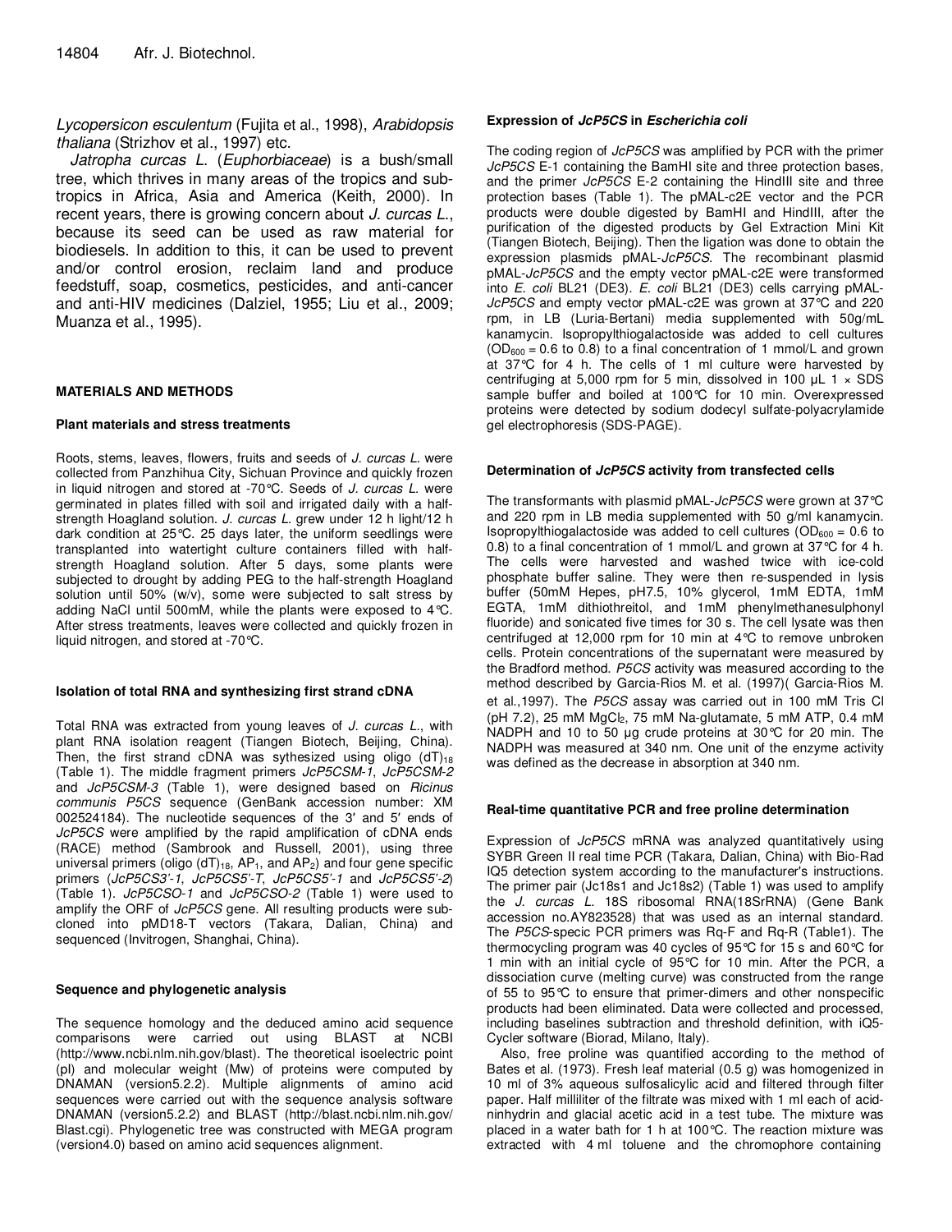*Lycopersicon esculentum* (Fujita et al., 1998), *Arabidopsis thaliana* (Strizhov et al., 1997) etc.

*Jatropha curcas L.* (*Euphorbiaceae*) is a bush/small tree, which thrives in many areas of the tropics and subtropics in Africa, Asia and America (Keith, 2000). In recent years, there is growing concern about *J. curcas L.*, because its seed can be used as raw material for biodiesels. In addition to this, it can be used to prevent and/or control erosion, reclaim land and produce feedstuff, soap, cosmetics, pesticides, and anti-cancer and anti-HIV medicines (Dalziel, 1955; Liu et al., 2009; Muanza et al., 1995).

## MATERIALS AND METHODS

### Plant materials and stress treatments

Roots, stems, leaves, flowers, fruits and seeds of *J. curcas L.* were collected from Panzhihua City, Sichuan Province and quickly frozen in liquid nitrogen and stored at -70°C. Seeds of *J. curcas L.* were germinated in plates filled with soil and irrigated daily with a half-strength Hoagland solution. *J. curcas L.* grew under 12 h light/12 h dark condition at 25°C. 25 days later, the uniform seedlings were transplanted into watertight culture containers filled with half-strength Hoagland solution. After 5 days, some plants were subjected to drought by adding PEG to the half-strength Hoagland solution until 50% (w/v), some were subjected to salt stress by adding NaCl until 500mM, while the plants were exposed to 4°C. After stress treatments, leaves were collected and quickly frozen in liquid nitrogen, and stored at -70°C.

### Isolation of total RNA and synthesizing first strand cDNA

Total RNA was extracted from young leaves of *J. curcas L.*, with plant RNA isolation reagent (Tiangen Biotech, Beijing, China). Then, the first strand cDNA was sythesized using oligo $(dT)_{18}$ (Table 1). The middle fragment primers *JcP5CSM-1*, *JcP5CSM-2* and *JcP5CSM-3* (Table 1), were designed based on *Ricinus communis P5CS* sequence (GenBank accession number: XM 002524184). The nucleotide sequences of the 3′ and 5′ ends of *JcP5CS* were amplified by the rapid amplification of cDNA ends (RACE) method (Sambrook and Russell, 2001), using three universal primers (oligo $(dT)_{18}$, $AP_1$, and $AP_2$) and four gene specific primers (*JcP5CS3'-1*, *JcP5CS5'-T*, *JcP5CS5'-1* and *JcP5CS5'-2*) (Table 1). *JcP5CSO-1* and *JcP5CSO-2* (Table 1) were used to amplify the ORF of *JcP5CS* gene. All resulting products were subcloned into pMD18-T vectors (Takara, Dalian, China) and sequenced (Invitrogen, Shanghai, China).

### Sequence and phylogenetic analysis

The sequence homology and the deduced amino acid sequence comparisons were carried out using BLAST at NCBI (http://www.ncbi.nlm.nih.gov/blast). The theoretical isoelectric point (pI) and molecular weight (Mw) of proteins were computed by DNAMAN (version5.2.2). Multiple alignments of amino acid sequences were carried out with the sequence analysis software DNAMAN (version5.2.2) and BLAST (http://blast.ncbi.nlm.nih.gov/Blast.cgi). Phylogenetic tree was constructed with MEGA program (version4.0) based on amino acid sequences alignment.

### Expression of *JcP5CS* in *Escherichia coli*

The coding region of *JcP5CS* was amplified by PCR with the primer *JcP5CS* E-1 containing the BamHI site and three protection bases, and the primer *JcP5CS* E-2 containing the HindIII site and three protection bases (Table 1). The pMAL-c2E vector and the PCR products were double digested by BamHI and HindIII, after the purification of the digested products by Gel Extraction Mini Kit (Tiangen Biotech, Beijing). Then the ligation was done to obtain the expression plasmids pMAL-*JcP5CS*. The recombinant plasmid pMAL-*JcP5CS* and the empty vector pMAL-c2E were transformed into *E. coli* BL21 (DE3). *E. coli* BL21 (DE3) cells carrying pMAL-*JcP5CS* and empty vector pMAL-c2E was grown at 37°C and 220 rpm, in LB (Luria-Bertani) media supplemented with 50g/mL kanamycin. Isopropylthiogalactoside was added to cell cultures ($OD_{600}$ = 0.6 to 0.8) to a final concentration of 1 mmol/L and grown at 37°C for 4 h. The cells of 1 ml culture were harvested by centrifuging at 5,000 rpm for 5 min, dissolved in 100 μL 1 × SDS sample buffer and boiled at 100°C for 10 min. Overexpressed proteins were detected by sodium dodecyl sulfate-polyacrylamide gel electrophoresis (SDS-PAGE).

### Determination of *JcP5CS* activity from transfected cells

The transformants with plasmid pMAL-*JcP5CS* were grown at 37°C and 220 rpm in LB media supplemented with 50 g/ml kanamycin. Isopropylthiogalactoside was added to cell cultures ($OD_{600}$ = 0.6 to 0.8) to a final concentration of 1 mmol/L and grown at 37°C for 4 h. The cells were harvested and washed twice with ice-cold phosphate buffer saline. They were then re-suspended in lysis buffer (50mM Hepes, pH7.5, 10% glycerol, 1mM EDTA, 1mM EGTA, 1mM dithiothreitol, and 1mM phenylmethanesulphonyl fluoride) and sonicated five times for 30 s. The cell lysate was then centrifuged at 12,000 rpm for 10 min at 4°C to remove unbroken cells. Protein concentrations of the supernatant were measured by the Bradford method. *P5CS* activity was measured according to the method described by Garcia-Rios M. et al. (1997)( Garcia-Rios M. et al.,1997). The *P5CS* assay was carried out in 100 mM Tris Cl (pH 7.2), 25 mM $MgCl_2$, 75 mM Na-glutamate, 5 mM ATP, 0.4 mM NADPH and 10 to 50 μg crude proteins at 30°C for 20 min. The NADPH was measured at 340 nm. One unit of the enzyme activity was defined as the decrease in absorption at 340 nm.

### Real-time quantitative PCR and free proline determination

Expression of *JcP5CS* mRNA was analyzed quantitatively using SYBR Green II real time PCR (Takara, Dalian, China) with Bio-Rad IQ5 detection system according to the manufacturer's instructions. The primer pair (Jc18s1 and Jc18s2) (Table 1) was used to amplify the *J. curcas L.* 18S ribosomal RNA(18SrRNA) (Gene Bank accession no.AY823528) that was used as an internal standard. The *P5CS*-specic PCR primers was Rq-F and Rq-R (Table1). The thermocycling program was 40 cycles of 95°C for 15 s and 60°C for 1 min with an initial cycle of 95°C for 10 min. After the PCR, a dissociation curve (melting curve) was constructed from the range of 55 to 95°C to ensure that primer-dimers and other nonspecific products had been eliminated. Data were collected and processed, including baselines subtraction and threshold definition, with iQ5-Cycler software (Biorad, Milano, Italy).

Also, free proline was quantified according to the method of Bates et al. (1973). Fresh leaf material (0.5 g) was homogenized in 10 ml of 3% aqueous sulfosalicylic acid and filtered through filter paper. Half milliliter of the filtrate was mixed with 1 ml each of acid-ninhydrin and glacial acetic acid in a test tube. The mixture was placed in a water bath for 1 h at 100°C. The reaction mixture was extracted with 4 ml toluene and the chromophore containing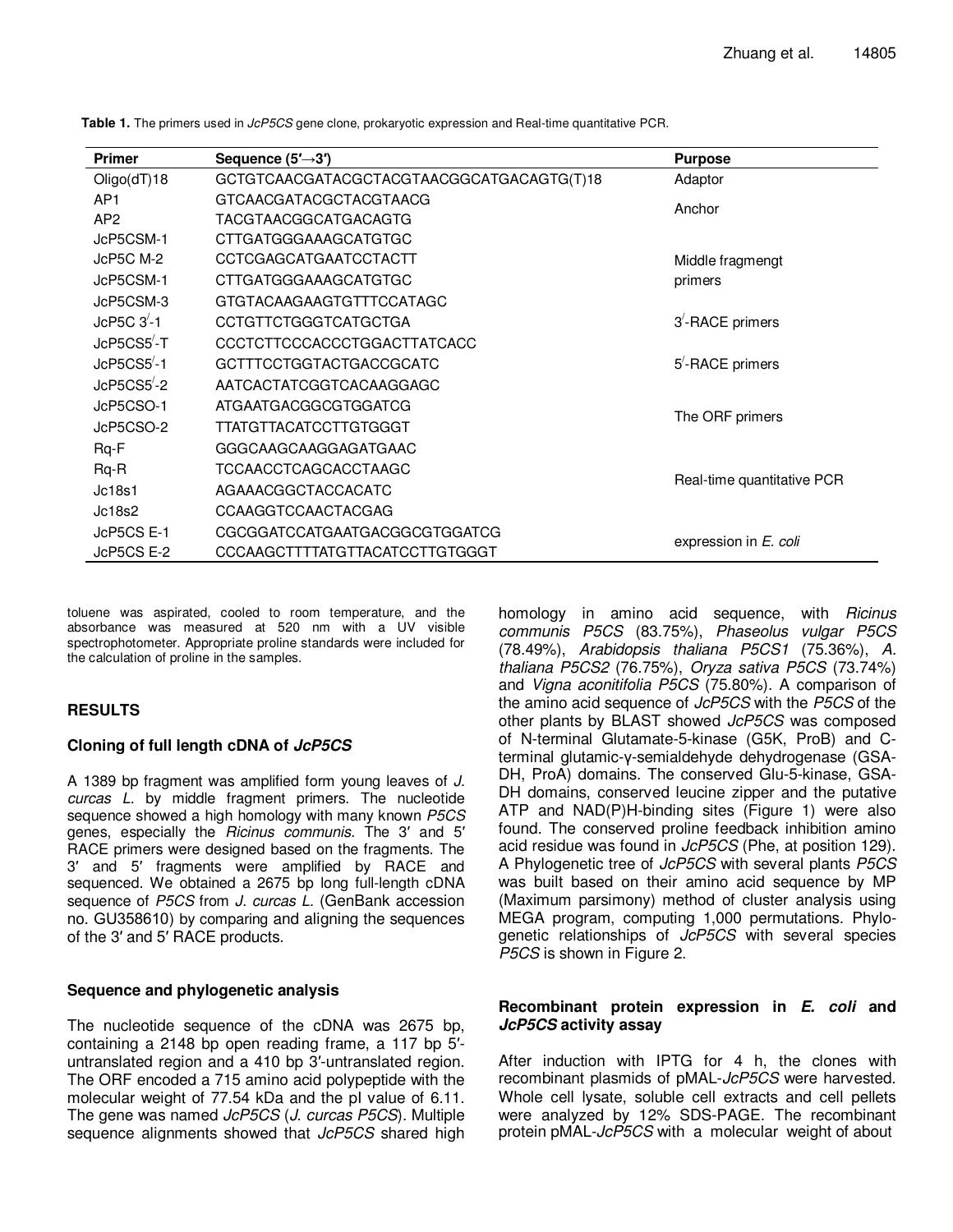**Table 1.** The primers used in *JcP5CS* gene clone, prokaryotic expression and Real-time quantitative PCR.

| Primer | Sequence (5′→3′) | Purpose |
|---|---|---|
| Oligo(dT)18 | GCTGTCAACGATACGCTACGTAACGGCATGACAGTG(T)18 | Adaptor |
| AP1 | GTCAACGATACGCTACGTAACG | Anchor |
| AP2 | TACGTAACGGCATGACAGTG | |
| JcP5CSM-1 | CTTGATGGGAAAGCATGTGC | Middle fragmengt primers |
| JcP5C M-2 | CCTCGAGCATGAATCCTACTT | |
| JcP5CSM-1 | CTTGATGGGAAAGCATGTGC | |
| JcP5CSM-3 | GTGTACAAGAAGTGTTTCCATAGC | |
| JcP5C 3′-1 | CCTGTTCTGGGTCATGCTGA | 3′-RACE primers |
| JcP5CS5′-T | CCCTCTTCCCACCCTGGACTTATCACC | 5′-RACE primers |
| JcP5CS5′-1 | GCTTTCCTGGTACTGACCGCATC | |
| JcP5CS5′-2 | AATCACTATCGGTCACAAGGAGC | |
| JcP5CSO-1 | ATGAATGACGGCGTGGATCG | The ORF primers |
| JcP5CSO-2 | TTATGTTACATCCTTGTGGGT | |
| Rq-F | GGGCAAGCAAGGAGATGAAC | Real-time quantitative PCR |
| Rq-R | TCCAACCTCAGCACCTAAGC | |
| Jc18s1 | AGAAACGGCTACCACATC | |
| Jc18s2 | CCAAGGTCCAACTACGAG | |
| JcP5CS E-1 | CGCGGATCCATGAATGACGGCGTGGATCG | expression in *E. coli* |
| JcP5CS E-2 | CCCAAGCTTTTATGTTACATCCTTGTGGGT | |

toluene was aspirated, cooled to room temperature, and the absorbance was measured at 520 nm with a UV visible spectrophotometer. Appropriate proline standards were included for the calculation of proline in the samples.

## RESULTS

### Cloning of full length cDNA of *JcP5CS*

A 1389 bp fragment was amplified form young leaves of *J. curcas L.* by middle fragment primers. The nucleotide sequence showed a high homology with many known *P5CS* genes, especially the *Ricinus communis*. The 3′ and 5′ RACE primers were designed based on the fragments. The 3′ and 5′ fragments were amplified by RACE and sequenced. We obtained a 2675 bp long full-length cDNA sequence of *P5CS* from *J. curcas L.* (GenBank accession no. GU358610) by comparing and aligning the sequences of the 3′ and 5′ RACE products.

### Sequence and phylogenetic analysis

The nucleotide sequence of the cDNA was 2675 bp, containing a 2148 bp open reading frame, a 117 bp 5′-untranslated region and a 410 bp 3′-untranslated region. The ORF encoded a 715 amino acid polypeptide with the molecular weight of 77.54 kDa and the pI value of 6.11. The gene was named *JcP5CS* (*J. curcas P5CS*). Multiple sequence alignments showed that *JcP5CS* shared high homology in amino acid sequence, with *Ricinus communis P5CS* (83.75%), *Phaseolus vulgar P5CS* (78.49%), *Arabidopsis thaliana P5CS1* (75.36%), *A. thaliana P5CS2* (76.75%), *Oryza sativa P5CS* (73.74%) and *Vigna aconitifolia P5CS* (75.80%). A comparison of the amino acid sequence of *JcP5CS* with the *P5CS* of the other plants by BLAST showed *JcP5CS* was composed of N-terminal Glutamate-5-kinase (G5K, ProB) and C-terminal glutamic-γ-semialdehyde dehydrogenase (GSA-DH, ProA) domains. The conserved Glu-5-kinase, GSA-DH domains, conserved leucine zipper and the putative ATP and NAD(P)H-binding sites (Figure 1) were also found. The conserved proline feedback inhibition amino acid residue was found in *JcP5CS* (Phe, at position 129). A Phylogenetic tree of *JcP5CS* with several plants *P5CS* was built based on their amino acid sequence by MP (Maximum parsimony) method of cluster analysis using MEGA program, computing 1,000 permutations. Phylogenetic relationships of *JcP5CS* with several species *P5CS* is shown in Figure 2.

### Recombinant protein expression in *E. coli* and *JcP5CS* activity assay

After induction with IPTG for 4 h, the clones with recombinant plasmids of pMAL-*JcP5CS* were harvested. Whole cell lysate, soluble cell extracts and cell pellets were analyzed by 12% SDS-PAGE. The recombinant protein pMAL-*JcP5CS* with a molecular weight of about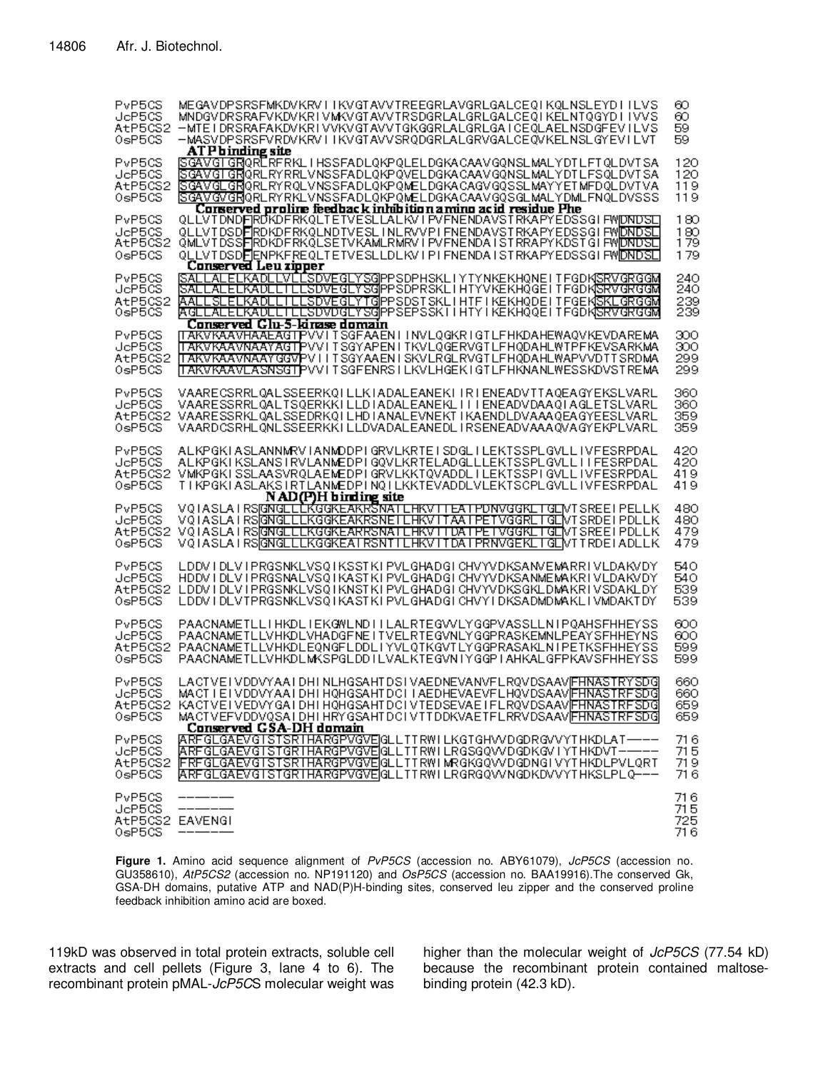```
PvP5CS   MEGAVDPSRSFMKDVKRVIIKVGTAVVTREEGRLAVGRLGALCEQIKQLNSLEYDIILVS   60
JcP5CS   MNDGVDRSRAFVKDVKRIVMKVGTAVVTRSDGRLALGRLGALCEQIKELNTQGYDIIVVS   60
AtP5CS2  -MTEIDRSRAFAKDVKRIVVKVGTAVVTGKGGRLALGRLGAICEQLAELNSDGFEVILVS   59
OsP5CS   -MASVDPSRSFVRDVKRVIIKVGTAVVSRQDGRLALGRVGALCEQVKELNSLGYEVILVT   59
         ATP binding site
PvP5CS   SGAVGIGRQRLRFRKLIHSSFADLQKPQLELDGKACAAVGQNSLMALYDTLFTQLDVTSA   120
JcP5CS   SGAVGIGRQRLRYRRLVNSSFADLQKPQVELDGKACAAVGQNSLMALYDTLFSQLDVTSA   120
AtP5CS2  SGAVGLGRQRLRYRQLVNSSFADLQKPQMELDGKACAGVGQSSLMAYYETMFDQLDVTVA   119
OsP5CS   SGAVGVGRQRLRYRKLVNSSFADLQKPQMELDGKACAAVGQSGLMALYDMLFNQLDVSSS   119
         Conserved proline feedback inhibition amino acid residue Phe
PvP5CS   QLLVTDNDFRDKDFRKQLTETVESLLALKVIPVFNENDAVSTRKAPYEDSSGIFWDNDSL   180
JcP5CS   QLLVTDSDFRDKDFRKQLNDTVESLINLRVVPIFNENDAVSTRKAPYEDSSGIFWDNDSL   180
AtP5CS2  QMLVTDSSFRDKDFRKQLSETVKAMLRMRVIPVFNENDAISTRRAPYKDSTGIFWDNDSL   179
OsP5CS   QLLVTDSDFENPKFREQLTETVESLLDLKVIPIFNENDAISTRKAPYEDSSGIFWDNDSL   179
         Conserved Leu zipper
PvP5CS   SALLALELKADLLVLLSDVEGLYSGPPSDPHSKLIYTYNKEKHQNEITFGDKSRVGRGGM   240
JcP5CS   SALLALELKADLLILLSDVEGLYTGPPSDPRSKLIHTYVKEKHQGEITFGDKSRVGRGGM   240
AtP5CS2  AALLSLELKADLLILLSDVEGLYSGPPSDSTSKLIHTFIKEKHQDEITFGEKSKLGRGGM   239
OsP5CS   AGLLALELKADLLILLSDVDGLYSGPPSEPSSKIIHTYIKEKHQQEITFGDKSRVGRGGM   239
         Conserved Glu-5-kinase domain
PvP5CS   TAKVKAAVHAAEAGTPVVITSGFAAENIINVLQGKRIGTLFHKDAHEWAQVKEVDAREMA   300
JcP5CS   TAKVKAAVNAAYAGTPVVITSGYAPENITKVLQGERVGTLFHQDAHLWTPFKEVSARKMA   300
AtP5CS2  TAKVKAAVNAAYGGVPVIITSGYAAENISKVLRGLRVGTLFHQDAHLWAPVVDTTSRDMA   299
OsP5CS   TAKVKAAVLASNSGTPVVITSGFENRSILKVLHGEKIGTLFHKNANLWESSKDVSTREMA   299

PvP5CS   VAARECSRRLQALSSEERKQILLKIADALEANEKIIRIENEADVTTAQEAGYEKSLVARL   360
JcP5CS   VAARESSRRLQALTSQERKKILLDIADALEANEKLIIIENEADVDAAQIAGLETSLVARL   360
AtP5CS2  VAARESSRKLQALSSEDRKQILHDIANALEVNEKTIKAENDLDVAAAQEAGYEESLVARL   359
OsP5CS   VAARDCSRHLQNLSSEERKKILLDVADALEANEDLIRSENEADVAAAQVAGYEKPLVARL   359

PvP5CS   ALKPGKIASLANNMRVIANMDDPIGRVLKRTEISDGLILEKTSSPLGVLLIVFESRPDAL   420
JcP5CS   ALKPGKIKSLANSIRVLANMEDPIGQVLKRTELADGLLLEKTSSPLGVLLIIFESRPDAL   420
AtP5CS2  VMKPGKISSLAASVRQLAEMEDPIGRVLKKTQVADDLILEKTSSPIGVLLIVFESRPDAL   419
OsP5CS   TIKPGKIASLAKSIRTLANMEDPINQILKKTEVADDLVLEKTSCPLGVLLIVFESRPDAL   419
         NAD(P)H binding site
PvP5CS   VQIASLAIRSGNGLLLKGGKEAKRSNAILHKVITEATPDNVGGRLIGLVTSREEIPELLK   480
JcP5CS   VQIASLAIRSGNGLLLKGGKEAKRSNAILHKVITAAIPETVGGRLIGLVTSRDEIPDLLK   480
AtP5CS2  VQIASLAIRSGNGLLLKGGKEARRSNAILHKVITDAIPETVGGKLIGLVTSREEIPDLLK   479
OsP5CS   VQIASLAIRSGNGLLLKGGKEAIRSNTILHKVITDAIPRNVGEKLIGLVTTRDEIADLLK   479

PvP5CS   LDDVIDLVIPRGSNKLVSQIKSSTKIPVLGHADGICHVYVDKSANVEMARRIVLDAKVDY   540
JcP5CS   HDDVIDLVIPRGSNALVSQIKASTKIPVLGHADGICHVYVDKSANMEMAKRIVLDAKVDY   540
AtP5CS2  LDDVIDLVIPRGSNKLVSQIKNSTKIPVLGHADGICHVYVDKSGKLDMAKRIVSDAKLDY   539
OsP5CS   LDDVIDLVTPRGSNKLVSQIKASTKIPVLGHADGICHVYIDKSADMDMAKLIVMDAKTDY   539

PvP5CS   PAACNAMETLLIHKDLIEKGWLNDIILALRTEGVVLYGGPVASSLLNIPQAHSFHHEYSS   600
JcP5CS   PAACNAMETLLVHKDLVHADGFNEITVELRTEGVNLYGGPRASKEMNLPEAYSFHHEYNS   600
AtP5CS2  PAACNAMETLLVHKDLEQNGFLDDLIYVLQTKGVTLYGGPRASAKLNIPETKSFHHEYSS   599
OsP5CS   PAACNAMETLLVHKDLMKSPGLDDILVALKTEGVNIYGGPIAHKALGFPKAVSFHHEYSS   599

PvP5CS   LACTVEIVDDVYAAIDHINLHGSAHTDSIVAEDNEVANVFLRQVDSAAVFHNASTRYSDG   660
JcP5CS   MACTIEIVDDVYAAIDHIHQHGSAHTDCIIAEDHEVAEVFLHQVDSAAVFHNASTRFSDG   660
AtP5CS2  KACTVEIVEDVYGAIDHIHQHGSAHTDCIVTEDSEVAEIFLRQVDSAAVFHNASTRFSDG   659
OsP5CS   MACTVEFVDDVQSAIDHIHRYGSAHTDCIVTTDDKVAETFLRRVDSAAVFHNASTRFSDG   659
         Conserved GSA-DH domain
PvP5CS   ARFGLGAEVGISTSRIHARGPVGVEGLLTTRWILKGTGHVVDGDRGVVYTHKDLAT----   716
JcP5CS   ARFGLGAEVGISTSGRIHARGPVGVEGLLTTRWILRGSGQVVDGDKGVIYTHKDVT-----   715
AtP5CS2  FRFGLGAEVGISTSRIHARGPVGVEGLLTTRWIMRGKGQVVDGDNGIVYTHKDLPVLQRT   719
OsP5CS   ARFGLGAEVGISTSGRIHARGPVGVEGLLTTRWILRGRGQVVNGDKDVVYTHKSLPLQ---   716

PvP5CS   ------   716
JcP5CS   ------   715
AtP5CS2  EAVENGI  725
OsP5CS   ------   716
```

**Figure 1.** Amino acid sequence alignment of *PvP5CS* (accession no. ABY61079), *JcP5CS* (accession no. GU358610), *AtP5CS2* (accession no. NP191120) and *OsP5CS* (accession no. BAA19916).The conserved Gk, GSA-DH domains, putative ATP and NAD(P)H-binding sites, conserved leu zipper and the conserved proline feedback inhibition amino acid are boxed.

119kD was observed in total protein extracts, soluble cell extracts and cell pellets (Figure 3, lane 4 to 6). The recombinant protein pMAL-*JcP5C*S molecular weight was higher than the molecular weight of *JcP5CS* (77.54 kD) because the recombinant protein contained maltose-binding protein (42.3 kD).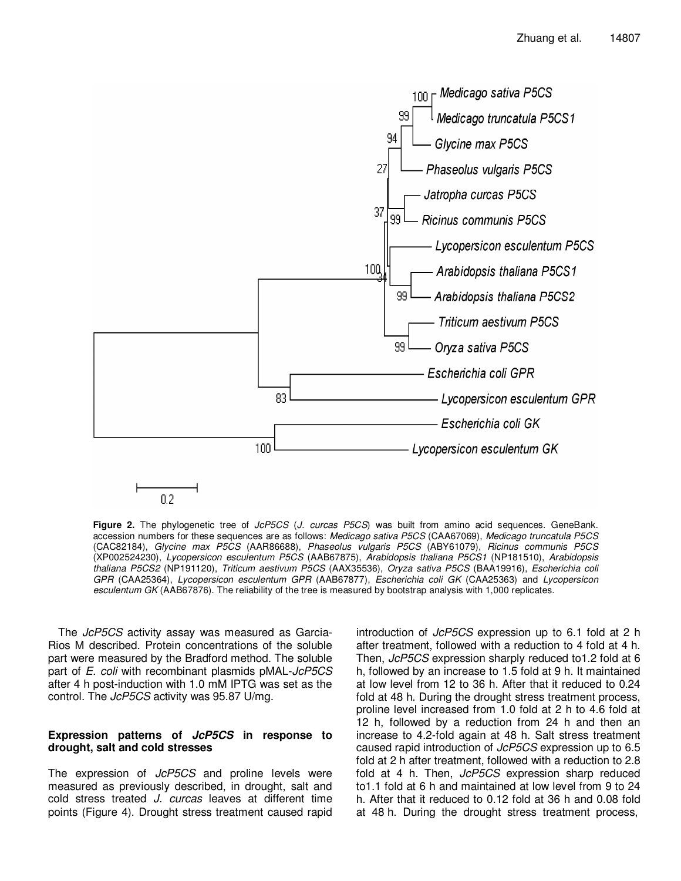**Figure 2.** The phylogenetic tree of *JcP5CS* (*J. curcas P5CS*) was built from amino acid sequences. GeneBank. accession numbers for these sequences are as follows: *Medicago sativa P5CS* (CAA67069), *Medicago truncatula P5CS* (CAC82184), *Glycine max P5CS* (AAR86688), *Phaseolus vulgaris P5CS* (ABY61079), *Ricinus communis P5CS* (XP002524230), *Lycopersicon esculentum P5CS* (AAB67875), *Arabidopsis thaliana P5CS1* (NP181510), *Arabidopsis thaliana P5CS2* (NP191120), *Triticum aestivum P5CS* (AAX35536), *Oryza sativa P5CS* (BAA19916), *Escherichia coli GPR* (CAA25364), *Lycopersicon esculentum GPR* (AAB67877), *Escherichia coli GK* (CAA25363) and *Lycopersicon esculentum GK* (AAB67876). The reliability of the tree is measured by bootstrap analysis with 1,000 replicates.

The *JcP5CS* activity assay was measured as Garcia-Rios M described. Protein concentrations of the soluble part were measured by the Bradford method. The soluble part of *E. coli* with recombinant plasmids pMAL-*JcP5CS* after 4 h post-induction with 1.0 mM IPTG was set as the control. The *JcP5CS* activity was 95.87 U/mg.

### Expression patterns of *JcP5CS* in response to drought, salt and cold stresses

The expression of *JcP5CS* and proline levels were measured as previously described, in drought, salt and cold stress treated *J. curcas* leaves at different time points (Figure 4). Drought stress treatment caused rapid introduction of *JcP5CS* expression up to 6.1 fold at 2 h after treatment, followed with a reduction to 4 fold at 4 h. Then, *JcP5CS* expression sharply reduced to1.2 fold at 6 h, followed by an increase to 1.5 fold at 9 h. It maintained at low level from 12 to 36 h. After that it reduced to 0.24 fold at 48 h. During the drought stress treatment process, proline level increased from 1.0 fold at 2 h to 4.6 fold at 12 h, followed by a reduction from 24 h and then an increase to 4.2-fold again at 48 h. Salt stress treatment caused rapid introduction of *JcP5CS* expression up to 6.5 fold at 2 h after treatment, followed with a reduction to 2.8 fold at 4 h. Then, *JcP5CS* expression sharp reduced to1.1 fold at 6 h and maintained at low level from 9 to 24 h. After that it reduced to 0.12 fold at 36 h and 0.08 fold at 48 h. During the drought stress treatment process,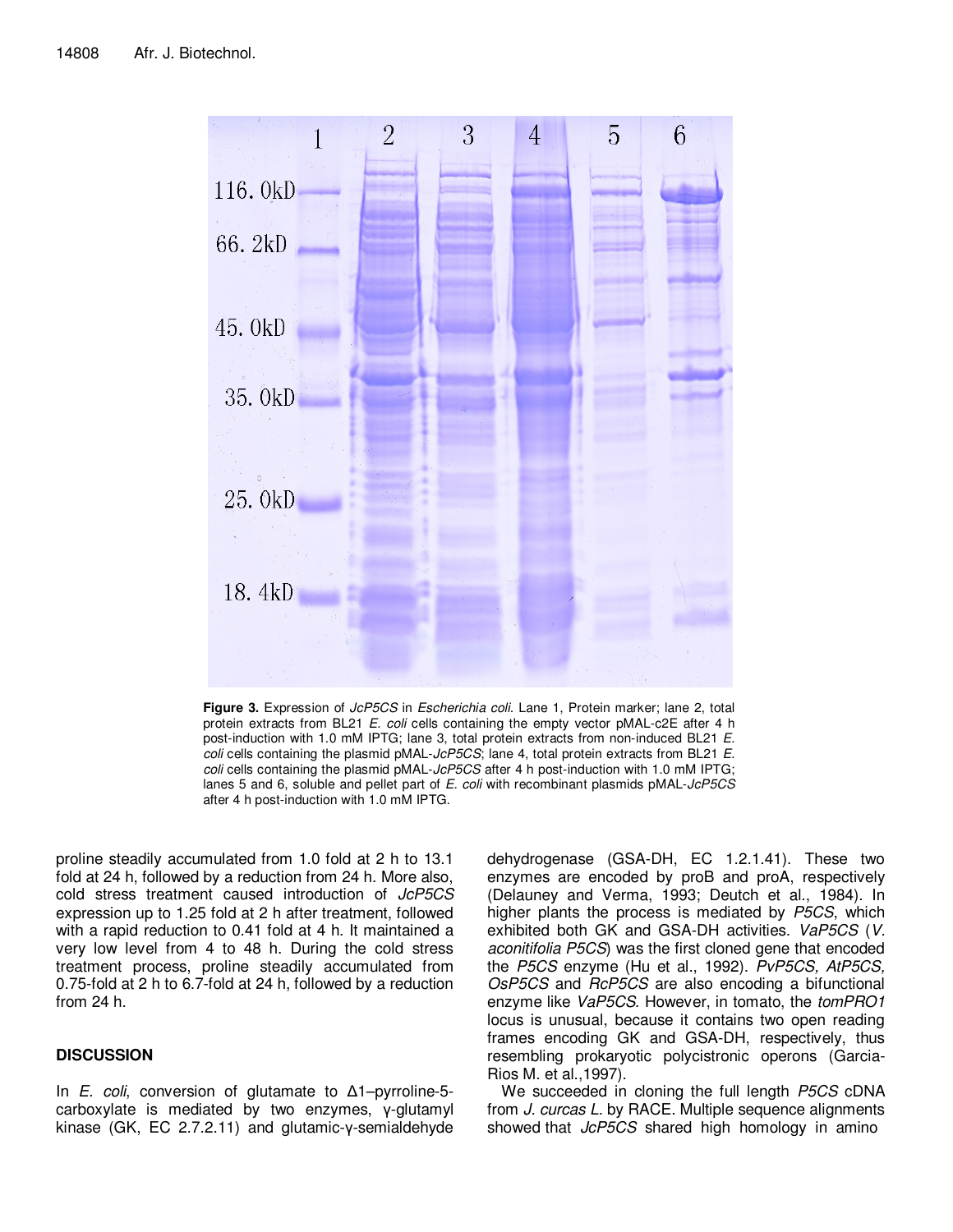**Figure 3.** Expression of *JcP5CS* in *Escherichia coli*. Lane 1, Protein marker; lane 2, total protein extracts from BL21 *E. coli* cells containing the empty vector pMAL-c2E after 4 h post-induction with 1.0 mM IPTG; lane 3, total protein extracts from non-induced BL21 *E. coli* cells containing the plasmid pMAL-*JcP5CS*; lane 4, total protein extracts from BL21 *E. coli* cells containing the plasmid pMAL-*JcP5CS* after 4 h post-induction with 1.0 mM IPTG; lanes 5 and 6, soluble and pellet part of *E. coli* with recombinant plasmids pMAL-*JcP5CS* after 4 h post-induction with 1.0 mM IPTG.

proline steadily accumulated from 1.0 fold at 2 h to 13.1 fold at 24 h, followed by a reduction from 24 h. More also, cold stress treatment caused introduction of *JcP5CS* expression up to 1.25 fold at 2 h after treatment, followed with a rapid reduction to 0.41 fold at 4 h. It maintained a very low level from 4 to 48 h. During the cold stress treatment process, proline steadily accumulated from 0.75-fold at 2 h to 6.7-fold at 24 h, followed by a reduction from 24 h.

## DISCUSSION

In *E. coli*, conversion of glutamate to Δ1–pyrroline-5-carboxylate is mediated by two enzymes, γ-glutamyl kinase (GK, EC 2.7.2.11) and glutamic-γ-semialdehyde dehydrogenase (GSA-DH, EC 1.2.1.41). These two enzymes are encoded by proB and proA, respectively (Delauney and Verma, 1993; Deutch et al., 1984). In higher plants the process is mediated by *P5CS*, which exhibited both GK and GSA-DH activities. *VaP5CS* (*V. aconitifolia P5CS*) was the first cloned gene that encoded the *P5CS* enzyme (Hu et al., 1992). *PvP5CS, AtP5CS, OsP5CS* and *RcP5CS* are also encoding a bifunctional enzyme like *VaP5CS*. However, in tomato, the *tomPRO1* locus is unusual, because it contains two open reading frames encoding GK and GSA-DH, respectively, thus resembling prokaryotic polycistronic operons (Garcia-Rios M. et al.,1997).

We succeeded in cloning the full length *P5CS* cDNA from *J. curcas L.* by RACE. Multiple sequence alignments showed that *JcP5CS* shared high homology in amino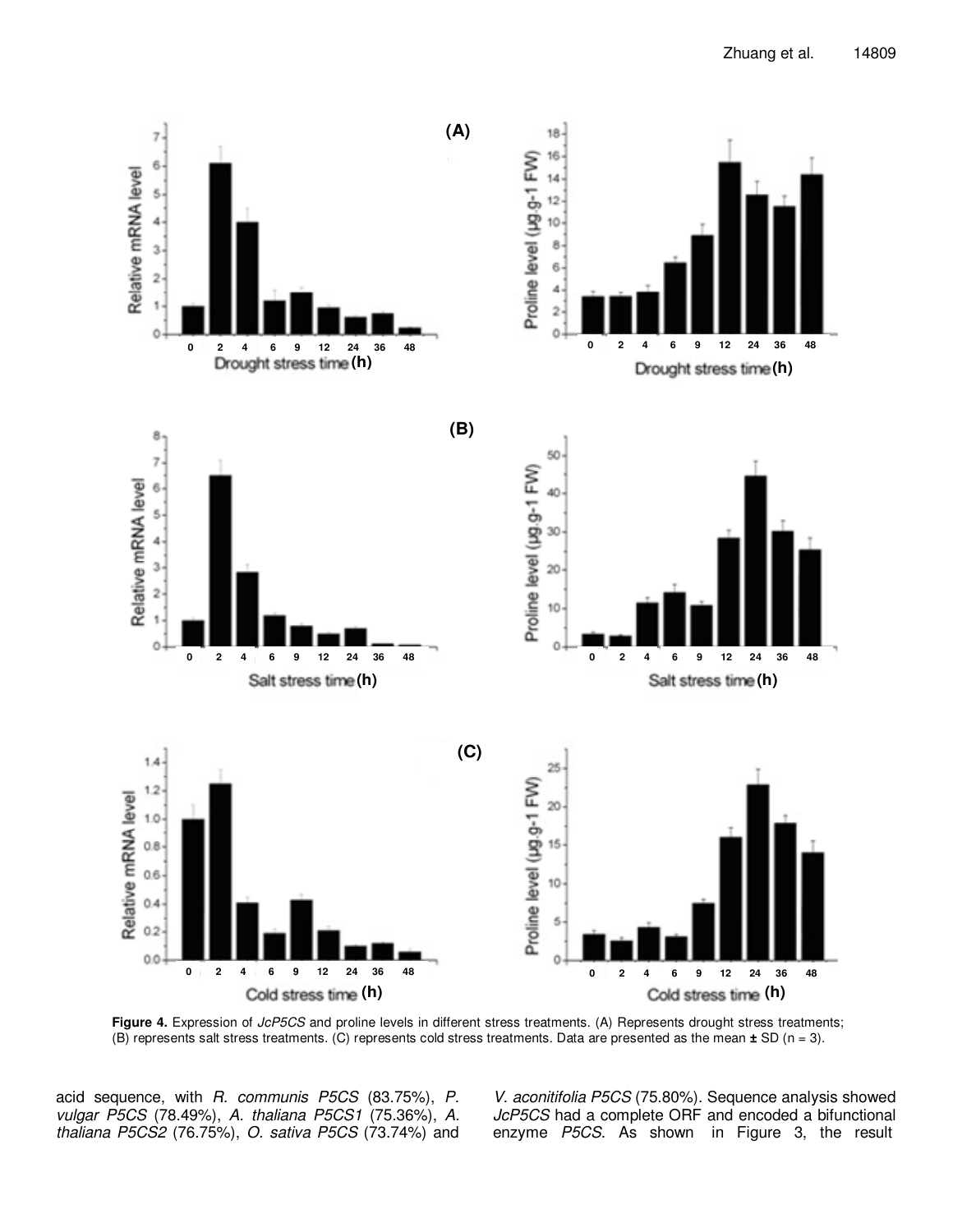Figure 4. Expression of *JcP5CS* and proline levels in different stress treatments. (A) Represents drought stress treatments; (B) represents salt stress treatments. (C) represents cold stress treatments. Data are presented as the mean ± SD (n = 3).

acid sequence, with *R. communis P5CS* (83.75%), *P. vulgar P5CS* (78.49%), *A. thaliana P5CS1* (75.36%), *A. thaliana P5CS2* (76.75%), *O. sativa P5CS* (73.74%) and *V. aconitifolia P5CS* (75.80%). Sequence analysis showed *JcP5CS* had a complete ORF and encoded a bifunctional enzyme *P5CS*. As shown in Figure 3, the result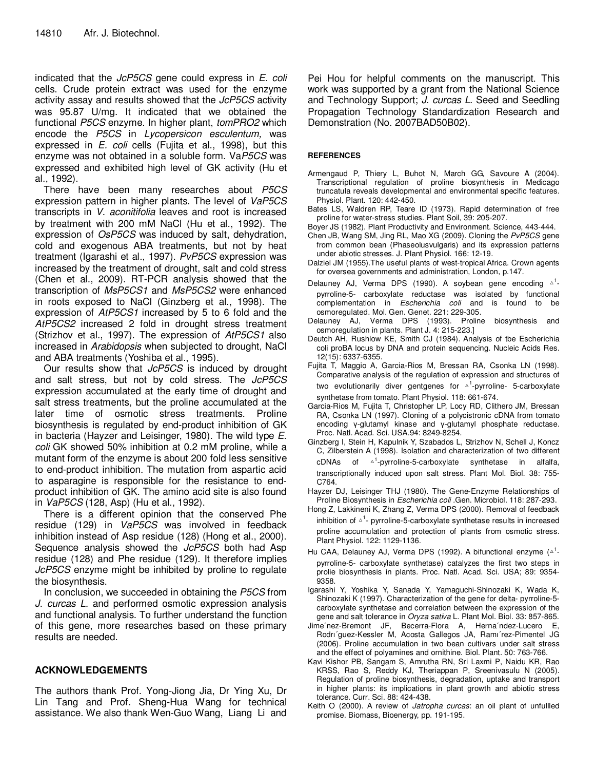indicated that the *JcP5CS* gene could express in *E. coli* cells. Crude protein extract was used for the enzyme activity assay and results showed that the *JcP5CS* activity was 95.87 U/mg. It indicated that we obtained the functional *P5CS* enzyme. In higher plant, *tomPRO2* which encode the *P5CS* in *Lycopersicon esculentum,* was expressed in *E. coli* cells (Fujita et al., 1998), but this enzyme was not obtained in a soluble form. Va*P5CS* was expressed and exhibited high level of GK activity (Hu et al., 1992).

There have been many researches about *P5CS* expression pattern in higher plants. The level of *VaP5CS* transcripts in *V. aconitifolia* leaves and root is increased by treatment with 200 mM NaCl (Hu et al., 1992). The expression of *OsP5CS* was induced by salt, dehydration, cold and exogenous ABA treatments, but not by heat treatment (Igarashi et al., 1997). *PvP5CS* expression was increased by the treatment of drought, salt and cold stress (Chen et al., 2009). RT-PCR analysis showed that the transcription of *MsP5CS1* and *MsP5CS2* were enhanced in roots exposed to NaCl (Ginzberg et al., 1998). The expression of *AtP5CS1* increased by 5 to 6 fold and the *AtP5CS2* increased 2 fold in drought stress treatment (Strizhov et al., 1997). The expression of *AtP5CS1* also increased in *Arabidopsis* when subjected to drought, NaCl and ABA treatments (Yoshiba et al., 1995).

Our results show that *JcP5CS* is induced by drought and salt stress, but not by cold stress. The *JcP5CS* expression accumulated at the early time of drought and salt stress treatments, but the proline accumulated at the later time of osmotic stress treatments. Proline biosynthesis is regulated by end-product inhibition of GK in bacteria (Hayzer and Leisinger, 1980). The wild type *E. coli* GK showed 50% inhibition at 0.2 mM proline, while a mutant form of the enzyme is about 200 fold less sensitive to end-product inhibition. The mutation from aspartic acid to asparagine is responsible for the resistance to end-product inhibition of GK. The amino acid site is also found in *VaP5CS* (128, Asp) (Hu et al., 1992).

There is a different opinion that the conserved Phe residue (129) in *VaP5CS* was involved in feedback inhibition instead of Asp residue (128) (Hong et al., 2000). Sequence analysis showed the *JcP5CS* both had Asp residue (128) and Phe residue (129). It therefore implies *JcP5CS* enzyme might be inhibited by proline to regulate the biosynthesis.

In conclusion, we succeeded in obtaining the *P5CS* from *J. curcas L.* and performed osmotic expression analysis and functional analysis. To further understand the function of this gene, more researches based on these primary results are needed.

## ACKNOWLEDGEMENTS

The authors thank Prof. Yong-Jiong Jia, Dr Ying Xu, Dr Lin Tang and Prof. Sheng-Hua Wang for technical assistance. We also thank Wen-Guo Wang, Liang Li and Pei Hou for helpful comments on the manuscript. This work was supported by a grant from the National Science and Technology Support; *J. curcas L.* Seed and Seedling Propagation Technology Standardization Research and Demonstration (No. 2007BAD50B02).

## REFERENCES

Armengaud P, Thiery L, Buhot N, March GG, Savoure A (2004). Transcriptional regulation of proline biosynthesis in Medicago truncatula reveals developmental and environmental specific features. Physiol. Plant. 120: 442-450.

Bates LS, Waldren RP, Teare ID (1973). Rapid determination of free proline for water-stress studies. Plant Soil, 39: 205-207.

Boyer JS (1982). Plant Productivity and Environment. Science, 443-444.

Chen JB, Wang SM, Jing RL, Mao XG (2009). Cloning the *PvP5CS* gene from common bean (Phaseolusvulgaris) and its expression patterns under abiotic stresses. J. Plant Physiol. 166: 12-19.

Dalziel JM (1955).The useful plants of west-tropical Africa. Crown agents for oversea governments and administration, London, p.147.

Delauney AJ, Verma DPS (1990). A soybean gene encoding $\Delta^1$-pyrroline-5- carboxylate reductase was isolated by functional complementation in *Escherichia coli* and is found to be osmoregulated. Mol. Gen. Genet. 221: 229-305.

Delauney AJ, Verma DPS (1993). Proline biosynthesis and osmoregulation in plants. Plant J. 4: 215-223.]

Deutch AH, Rushlow KE, Smith CJ (1984). Analysis of tbe Escherichia coli proBA locus by DNA and protein sequencing. Nucleic Acids Res. 12(15): 6337-6355.

Fujita T, Maggio A, Garcia-Rios M, Bressan RA, Csonka LN (1998). Comparative analysis of the regulation of expression and structures of two evolutionarily diver gentgenes for $\Delta^1$-pyrroline- 5-carboxylate synthetase from tomato. Plant Physiol. 118: 661-674.

Garcia-Rios M, Fujita T, Christopher LP, Locy RD, Clithero JM, Bressan RA, Csonka LN (1997). Cloning of a polycistronic cDNA from tomato encoding γ-glutamyl kinase and γ-glutamyl phosphate reductase. Proc. Natl. Acad. Sci. USA.94: 8249-8254.

Ginzberg I, Stein H, Kapulnik Y, Szabados L, Strizhov N, Schell J, Koncz C, Zilberstein A (1998). Isolation and characterization of two different cDNAs of $\Delta^1$-pyrroline-5-carboxylate synthetase in alfalfa, transcriptionally induced upon salt stress. Plant Mol. Biol. 38: 755-C764.

Hayzer DJ, Leisinger THJ (1980). The Gene-Enzyme Relationships of Proline Biosynthesis in *Escherichia coli* .Gen. Microbiol. 118: 287-293.

Hong Z, Lakkineni K, Zhang Z, Verma DPS (2000). Removal of feedback inhibition of $\Delta^1$- pyrroline-5-carboxylate synthetase results in increased proline accumulation and protection of plants from osmotic stress. Plant Physiol. 122: 1129-1136.

Hu CAA, Delauney AJ, Verma DPS (1992). A bifunctional enzyme ($\Delta^1$-pyrroline-5- carboxylate synthetase) catalyzes the first two steps in prolie biosynthesis in plants. Proc. Natl. Acad. Sci. USA; 89: 9354-9358.

Igarashi Y, Yoshika Y, Sanada Y, Yamaguchi-Shinozaki K, Wada K, Shinozaki K (1997). Characterization of the gene for delta- pyrroline-5-carboxylate synthetase and correlation between the expression of the gene and salt tolerance in *Oryza sativa* L. Plant Mol. Biol. 33: 857-865.

Jime´nez-Bremont JF, Becerra-Flora A, Herna´ndez-Lucero E, Rodrı´guez-Kessler M, Acosta Gallegos JA, Ramı´rez-Pimentel JG (2006). Proline accumulation in two bean cultivars under salt stress and the effect of polyamines and ornithine. Biol. Plant. 50: 763-766.

Kavi Kishor PB, Sangam S, Amrutha RN, Sri Laxmi P, Naidu KR, Rao KRSS, Rao S, Reddy KJ, Theriappan P, Sreenivasulu N (2005). Regulation of proline biosynthesis, degradation, uptake and transport in higher plants: its implications in plant growth and abiotic stress tolerance. Curr. Sci. 88: 424-438.

Keith O (2000). A review of *Jatropha curcas*: an oil plant of unfullled promise. Biomass, Bioenergy, pp. 191-195.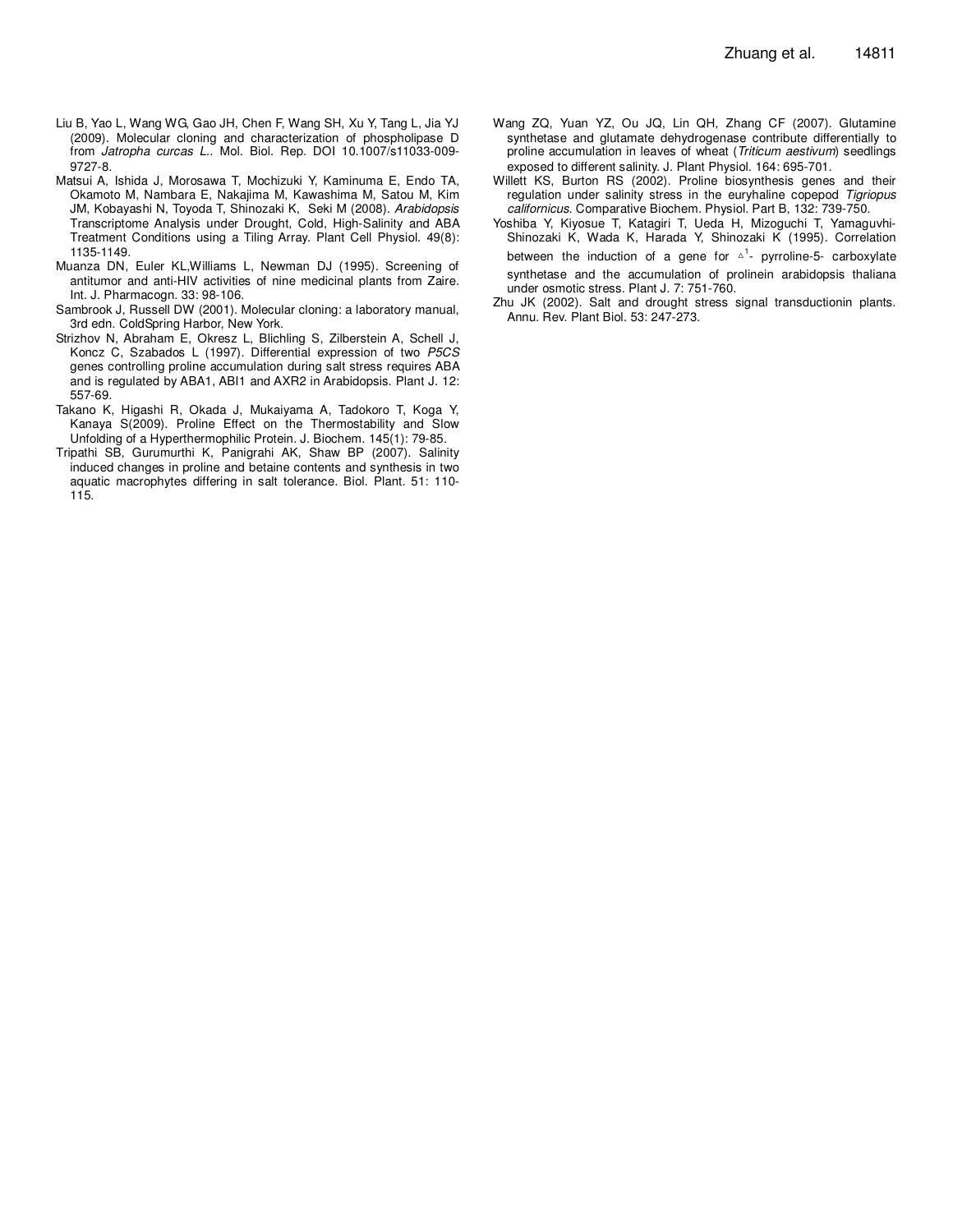Liu B, Yao L, Wang WG, Gao JH, Chen F, Wang SH, Xu Y, Tang L, Jia YJ (2009). Molecular cloning and characterization of phospholipase D from *Jatropha curcas L.*. Mol. Biol. Rep. DOI 10.1007/s11033-009-9727-8.

Matsui A, Ishida J, Morosawa T, Mochizuki Y, Kaminuma E, Endo TA, Okamoto M, Nambara E, Nakajima M, Kawashima M, Satou M, Kim JM, Kobayashi N, Toyoda T, Shinozaki K, Seki M (2008). *Arabidopsis* Transcriptome Analysis under Drought, Cold, High-Salinity and ABA Treatment Conditions using a Tiling Array. Plant Cell Physiol. 49(8): 1135-1149.

Muanza DN, Euler KL,Williams L, Newman DJ (1995). Screening of antitumor and anti-HIV activities of nine medicinal plants from Zaire. Int. J. Pharmacogn. 33: 98-106.

Sambrook J, Russell DW (2001). Molecular cloning: a laboratory manual, 3rd edn. ColdSpring Harbor, New York.

Strizhov N, Abraham E, Okresz L, Blichling S, Zilberstein A, Schell J, Koncz C, Szabados L (1997). Differential expression of two *P5CS* genes controlling proline accumulation during salt stress requires ABA and is regulated by ABA1, ABI1 and AXR2 in Arabidopsis. Plant J. 12: 557-69.

Takano K, Higashi R, Okada J, Mukaiyama A, Tadokoro T, Koga Y, Kanaya S(2009). Proline Effect on the Thermostability and Slow Unfolding of a Hyperthermophilic Protein. J. Biochem. 145(1): 79-85.

Tripathi SB, Gurumurthi K, Panigrahi AK, Shaw BP (2007). Salinity induced changes in proline and betaine contents and synthesis in two aquatic macrophytes differing in salt tolerance. Biol. Plant. 51: 110-115.

Wang ZQ, Yuan YZ, Ou JQ, Lin QH, Zhang CF (2007). Glutamine synthetase and glutamate dehydrogenase contribute differentially to proline accumulation in leaves of wheat (*Triticum aestivum*) seedlings exposed to different salinity. J. Plant Physiol. 164: 695-701.

Willett KS, Burton RS (2002). Proline biosynthesis genes and their regulation under salinity stress in the euryhaline copepod *Tigriopus californicus.* Comparative Biochem. Physiol. Part B, 132: 739-750.

Yoshiba Y, Kiyosue T, Katagiri T, Ueda H, Mizoguchi T, Yamaguvhi-Shinozaki K, Wada K, Harada Y, Shinozaki K (1995). Correlation between the induction of a gene for $\Delta^1$- pyrroline-5- carboxylate synthetase and the accumulation of prolinein arabidopsis thaliana under osmotic stress. Plant J. 7: 751-760.

Zhu JK (2002). Salt and drought stress signal transductionin plants. Annu. Rev. Plant Biol. 53: 247-273.